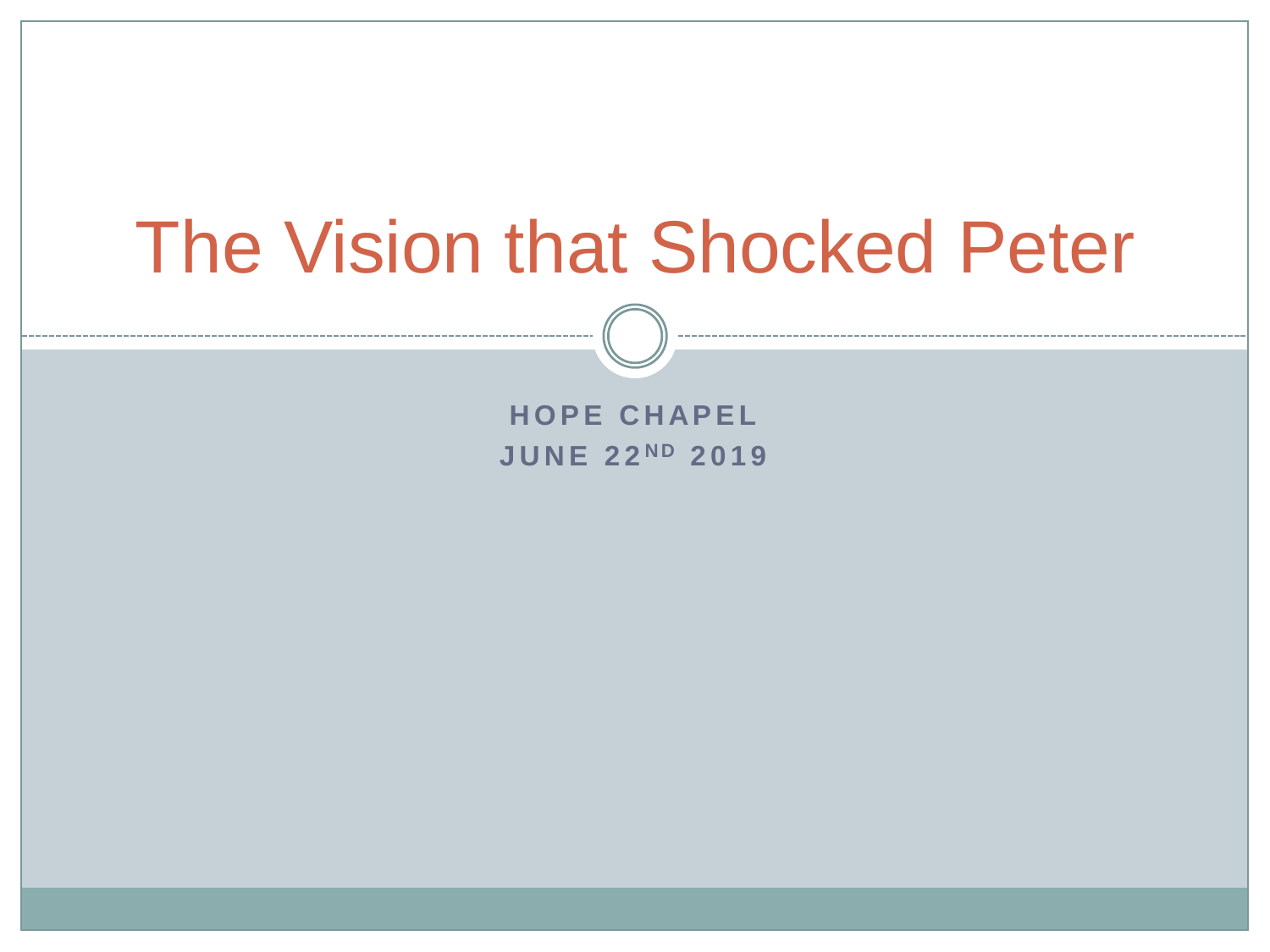# The Vision that Shocked Peter

**HOPE CHAPEL**

**JUNE 22ND 2019**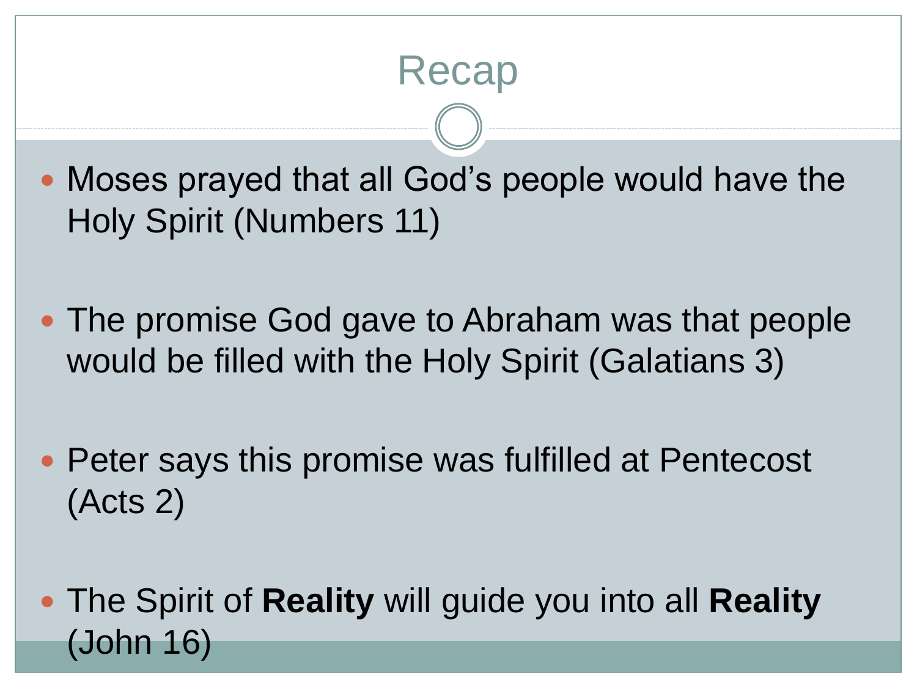# Recap

- Moses prayed that all God's people would have the Holy Spirit (Numbers 11)
- The promise God gave to Abraham was that people would be filled with the Holy Spirit (Galatians 3)
- Peter says this promise was fulfilled at Pentecost (Acts 2)
- The Spirit of **Reality** will guide you into all **Reality** (John 16)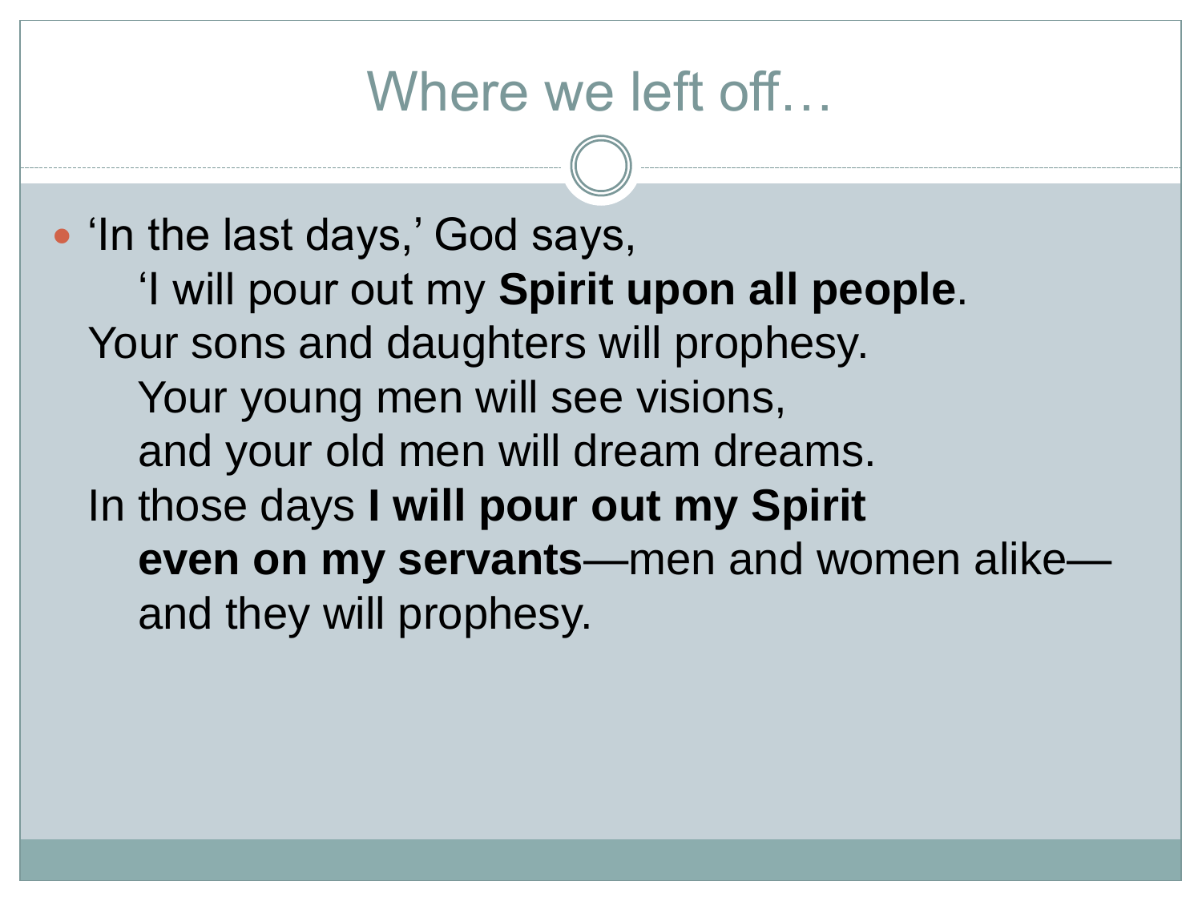# Where we left off…

- 'In the last days,' God says,
  'I will pour out my **Spirit upon all people**.
  Your sons and daughters will prophesy.
  Your young men will see visions,
  and your old men will dream dreams.
  In those days **I will pour out my Spirit**
  **even on my servants**—men and women alike—
  and they will prophesy.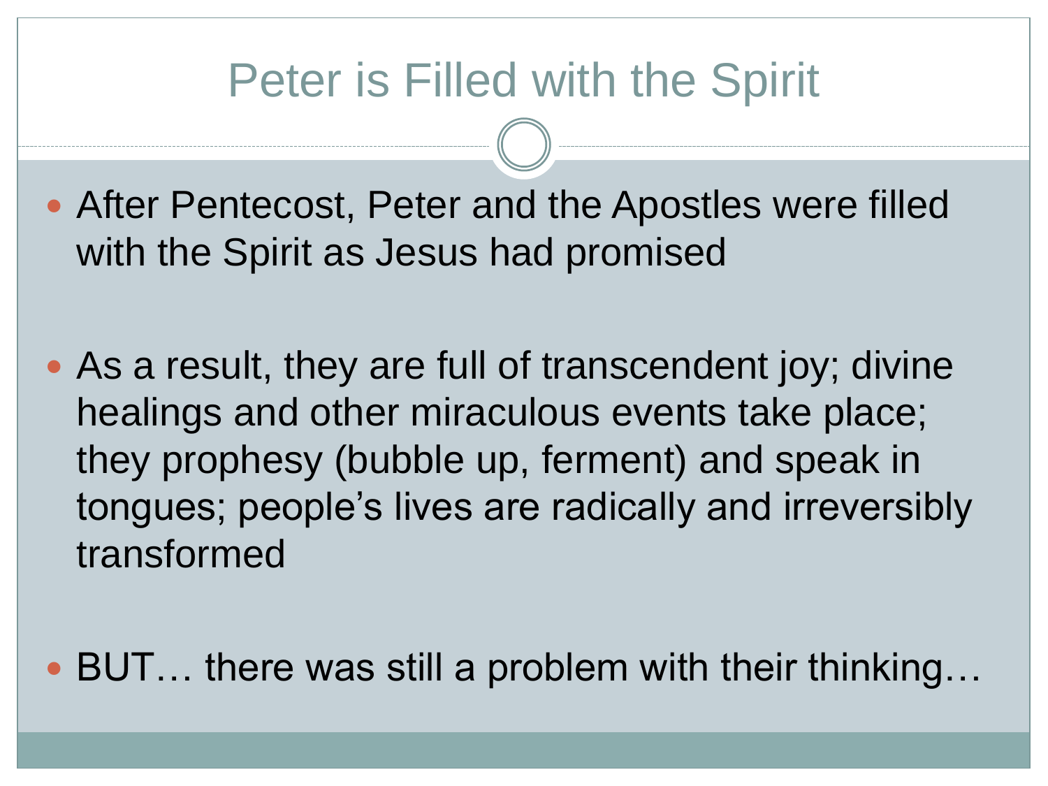# Peter is Filled with the Spirit

- After Pentecost, Peter and the Apostles were filled with the Spirit as Jesus had promised

- As a result, they are full of transcendent joy; divine healings and other miraculous events take place; they prophesy (bubble up, ferment) and speak in tongues; people's lives are radically and irreversibly transformed

- BUT… there was still a problem with their thinking…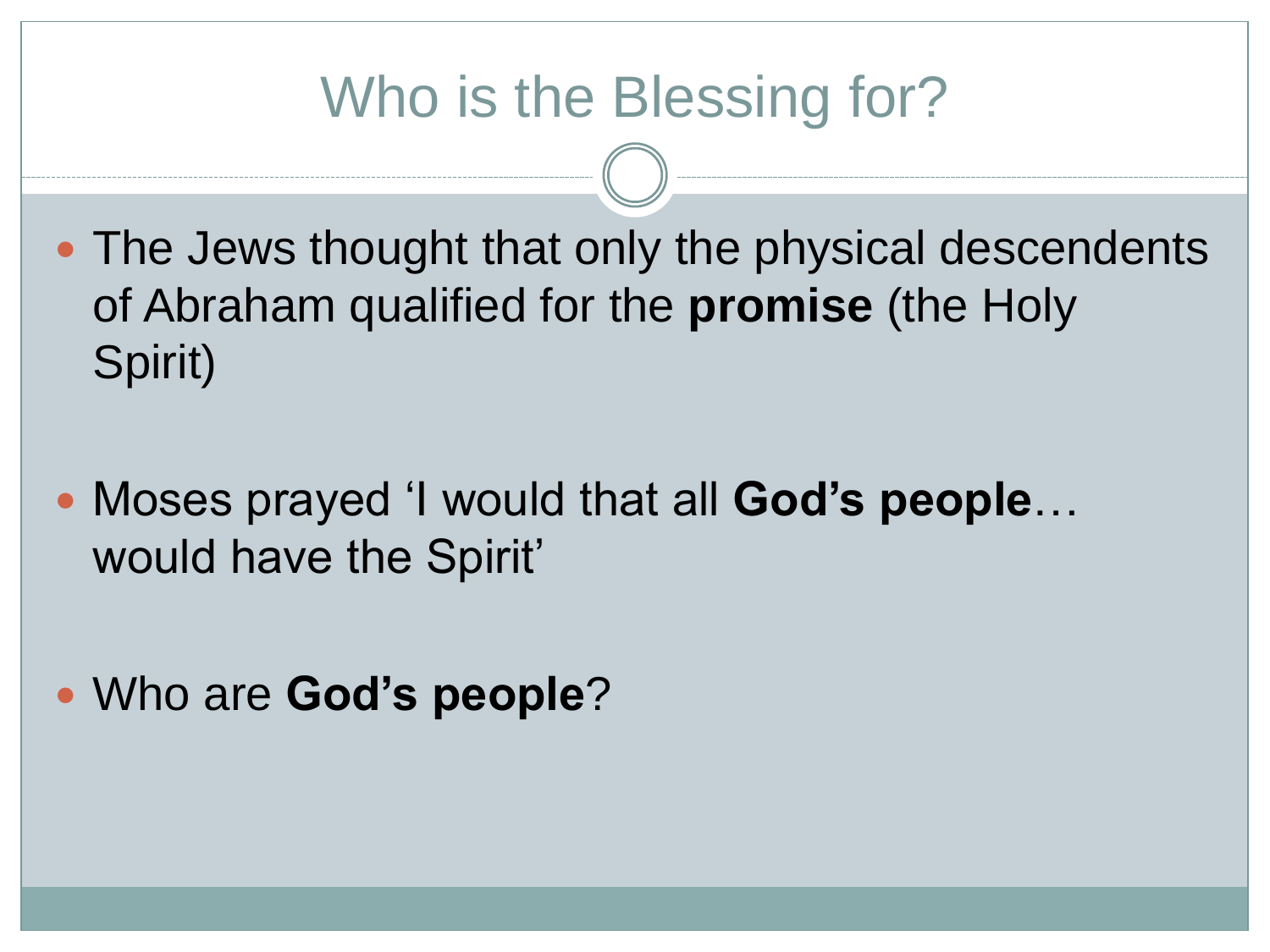# Who is the Blessing for?

- The Jews thought that only the physical descendents of Abraham qualified for the **promise** (the Holy Spirit)
- Moses prayed 'I would that all **God's people**… would have the Spirit'
- Who are **God's people**?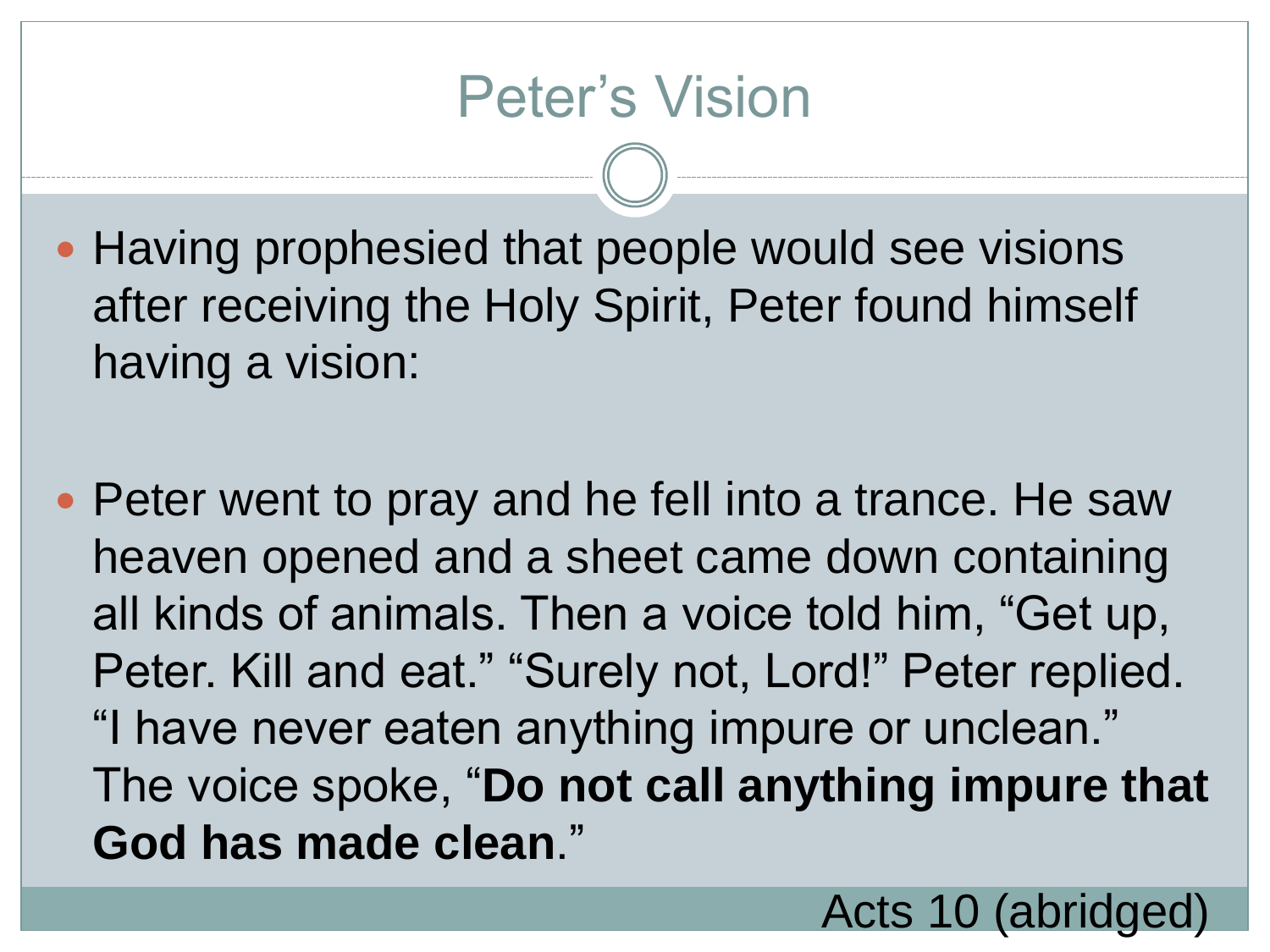# Peter's Vision

- Having prophesied that people would see visions after receiving the Holy Spirit, Peter found himself having a vision:

- Peter went to pray and he fell into a trance. He saw heaven opened and a sheet came down containing all kinds of animals. Then a voice told him, "Get up, Peter. Kill and eat." "Surely not, Lord!" Peter replied. "I have never eaten anything impure or unclean." The voice spoke, "**Do not call anything impure that God has made clean**."

Acts 10 (abridged)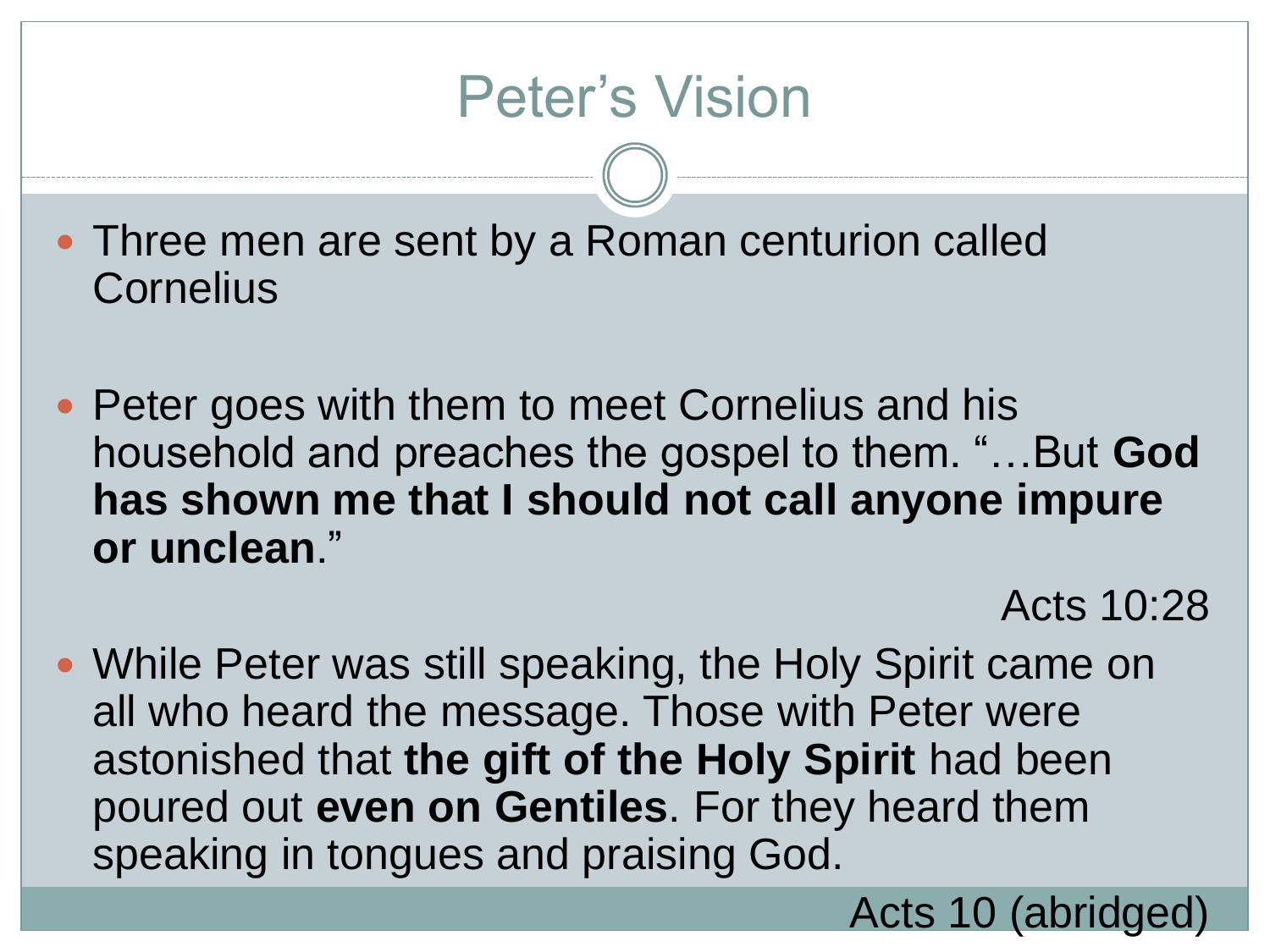# Peter's Vision

- Three men are sent by a Roman centurion called Cornelius

- Peter goes with them to meet Cornelius and his household and preaches the gospel to them. "…But **God has shown me that I should not call anyone impure or unclean**."

  Acts 10:28

- While Peter was still speaking, the Holy Spirit came on all who heard the message. Those with Peter were astonished that **the gift of the Holy Spirit** had been poured out **even on Gentiles**. For they heard them speaking in tongues and praising God.

Acts 10 (abridged)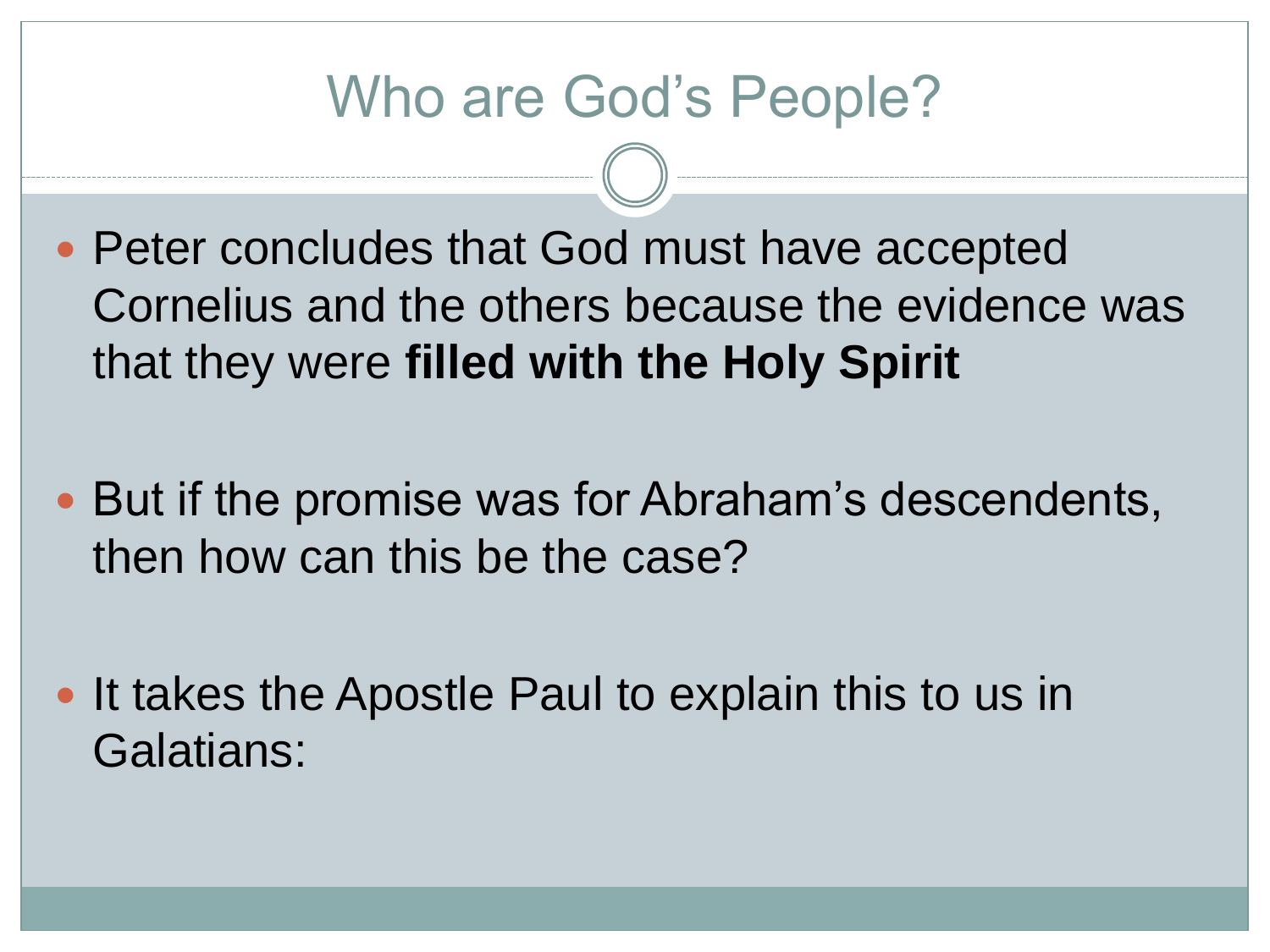# Who are God's People?

- Peter concludes that God must have accepted Cornelius and the others because the evidence was that they were **filled with the Holy Spirit**

- But if the promise was for Abraham's descendents, then how can this be the case?

- It takes the Apostle Paul to explain this to us in Galatians: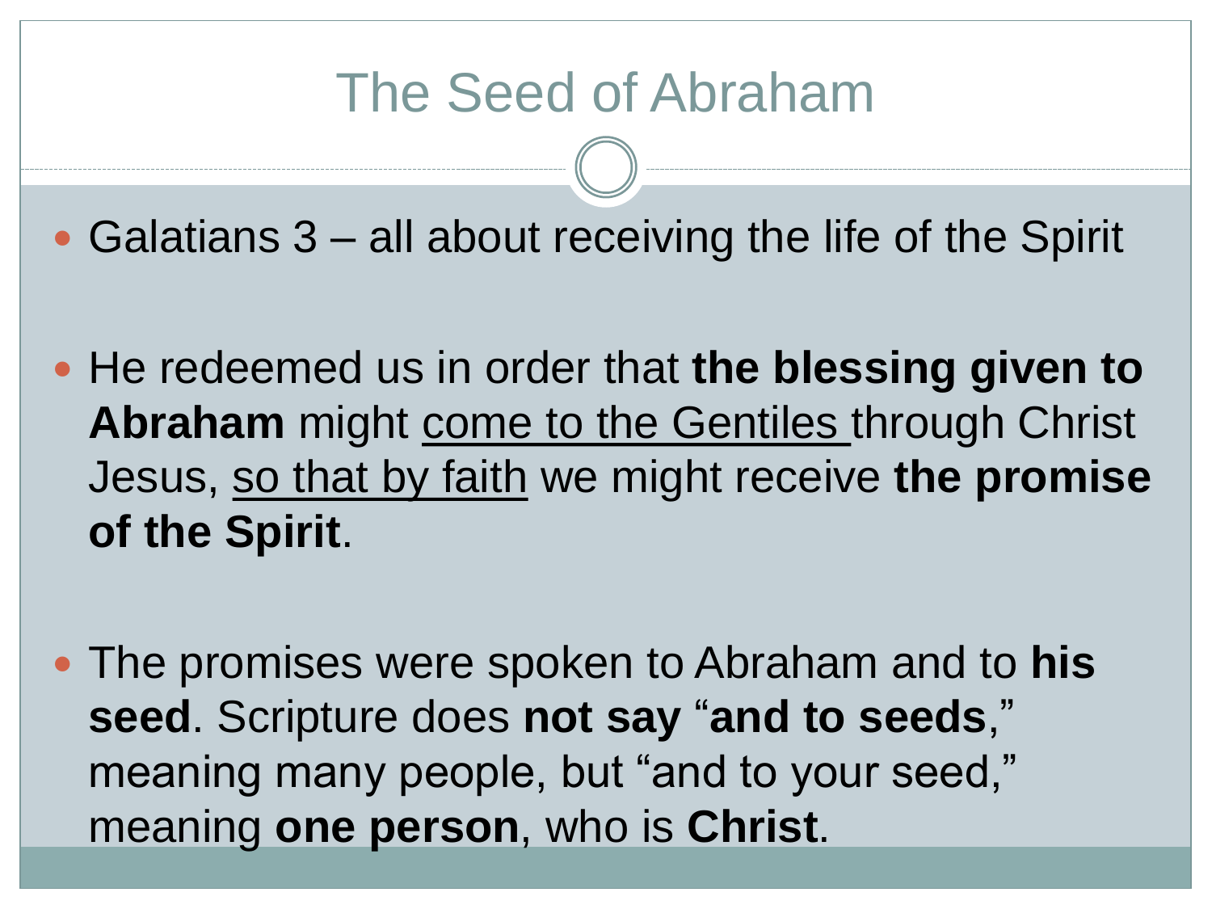# The Seed of Abraham

- Galatians 3 – all about receiving the life of the Spirit
- He redeemed us in order that **the blessing given to Abraham** might <u>come to the Gentiles</u> through Christ Jesus, <u>so that by faith</u> we might receive **the promise of the Spirit**.
- The promises were spoken to Abraham and to **his seed**. Scripture does **not say** "**and to seeds**," meaning many people, but "and to your seed," meaning **one person**, who is **Christ**.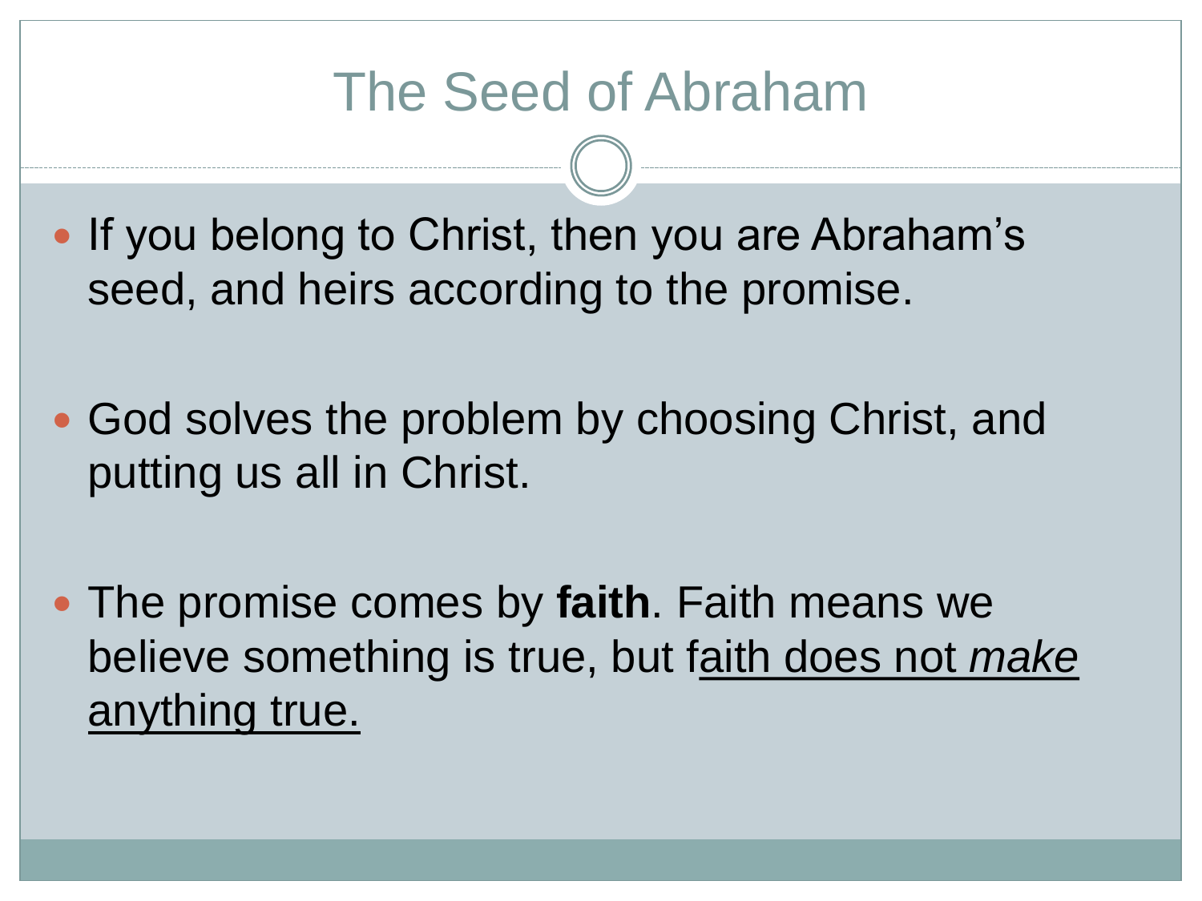# The Seed of Abraham

- If you belong to Christ, then you are Abraham’s seed, and heirs according to the promise.

- God solves the problem by choosing Christ, and putting us all in Christ.

- The promise comes by **faith**. Faith means we believe something is true, but f<u>aith does not *make* anything true.</u>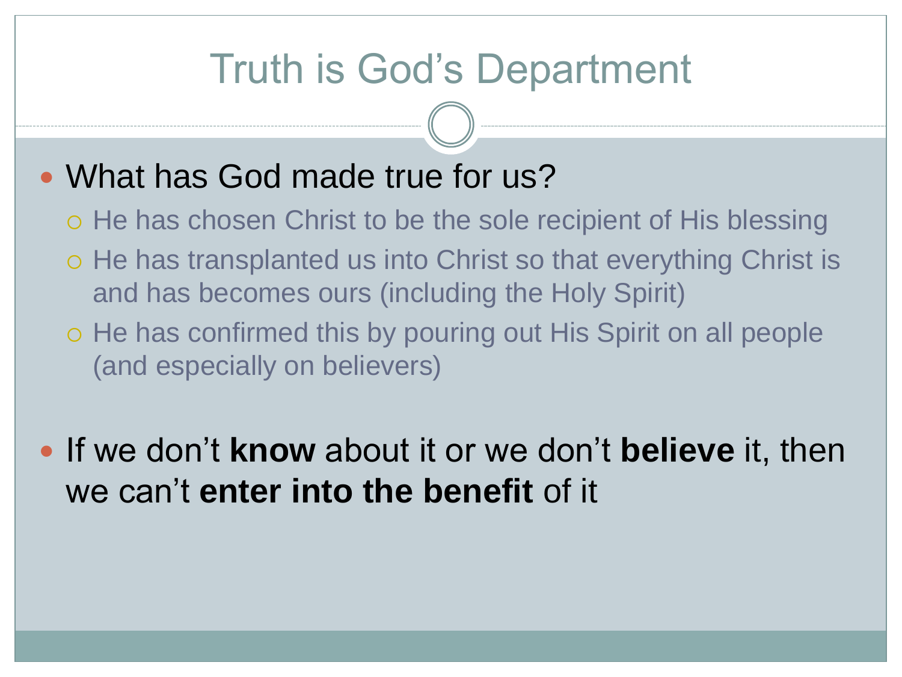# Truth is God's Department

- What has God made true for us?
  - He has chosen Christ to be the sole recipient of His blessing
  - He has transplanted us into Christ so that everything Christ is and has becomes ours (including the Holy Spirit)
  - He has confirmed this by pouring out His Spirit on all people (and especially on believers)

- If we don't **know** about it or we don't **believe** it, then we can't **enter into the benefit** of it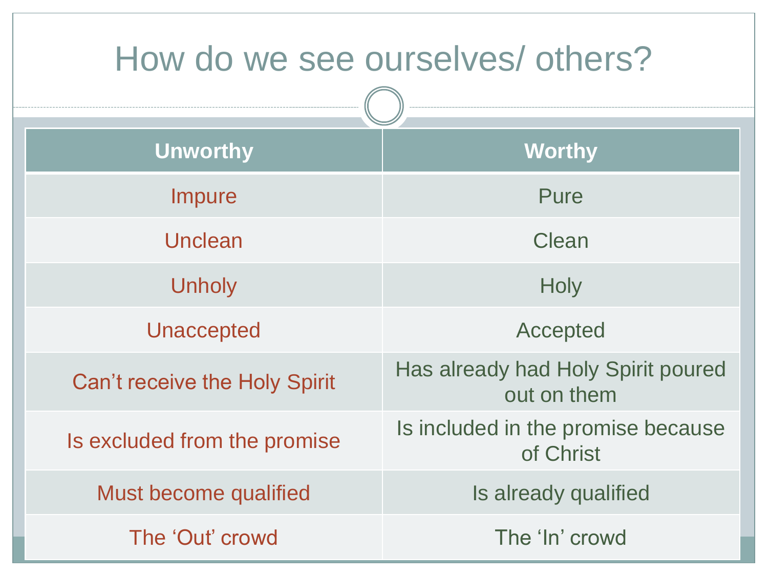# How do we see ourselves/ others?

| Unworthy | Worthy |
|---|---|
| Impure | Pure |
| Unclean | Clean |
| Unholy | Holy |
| Unaccepted | Accepted |
| Can’t receive the Holy Spirit | Has already had Holy Spirit poured out on them |
| Is excluded from the promise | Is included in the promise because of Christ |
| Must become qualified | Is already qualified |
| The ‘Out’ crowd | The ‘In’ crowd |